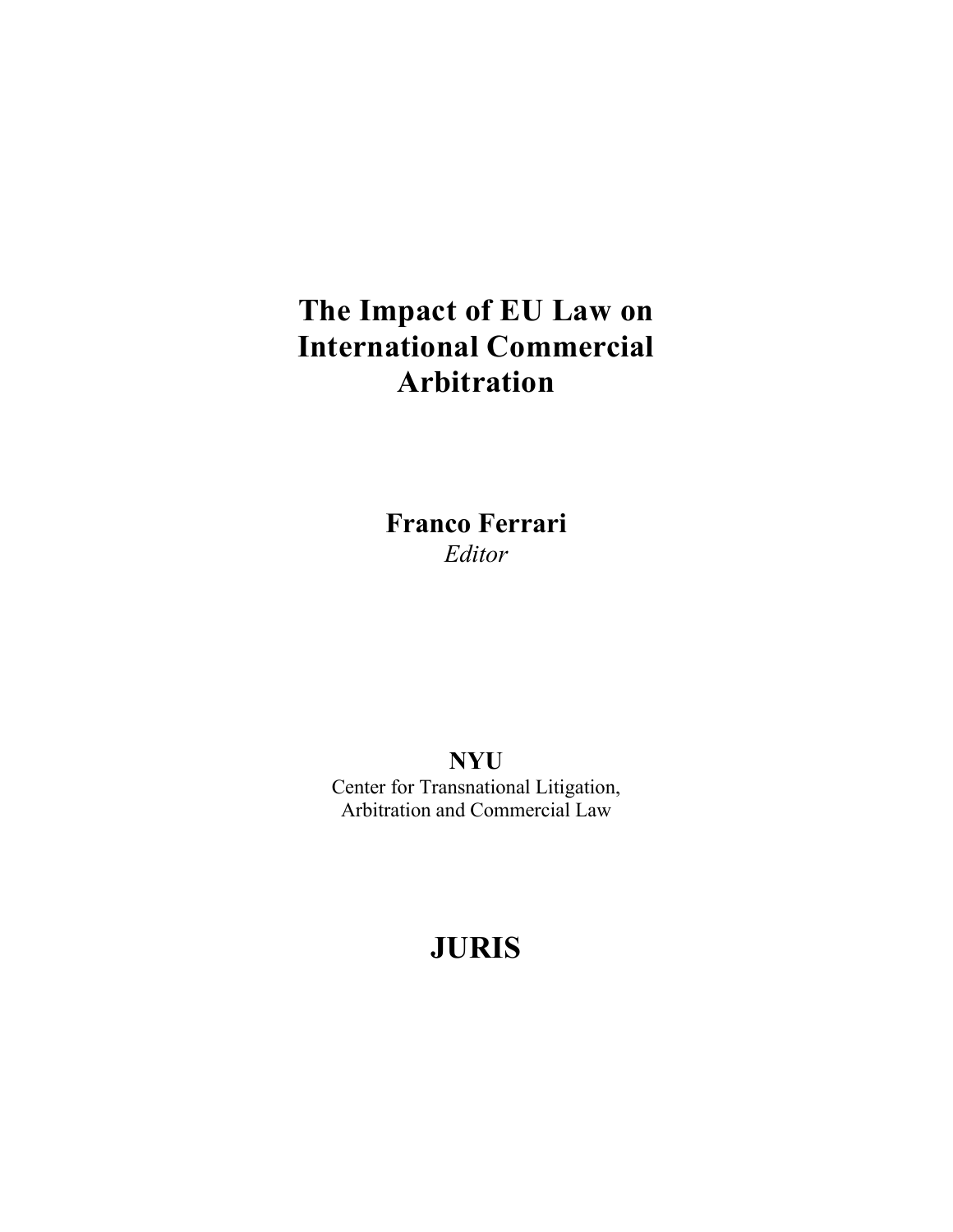# The Impact of EU Law on International Commercial Arbitration

**Franco Ferrari**
*Editor*

**NYU**
Center for Transnational Litigation,
Arbitration and Commercial Law

**JURIS**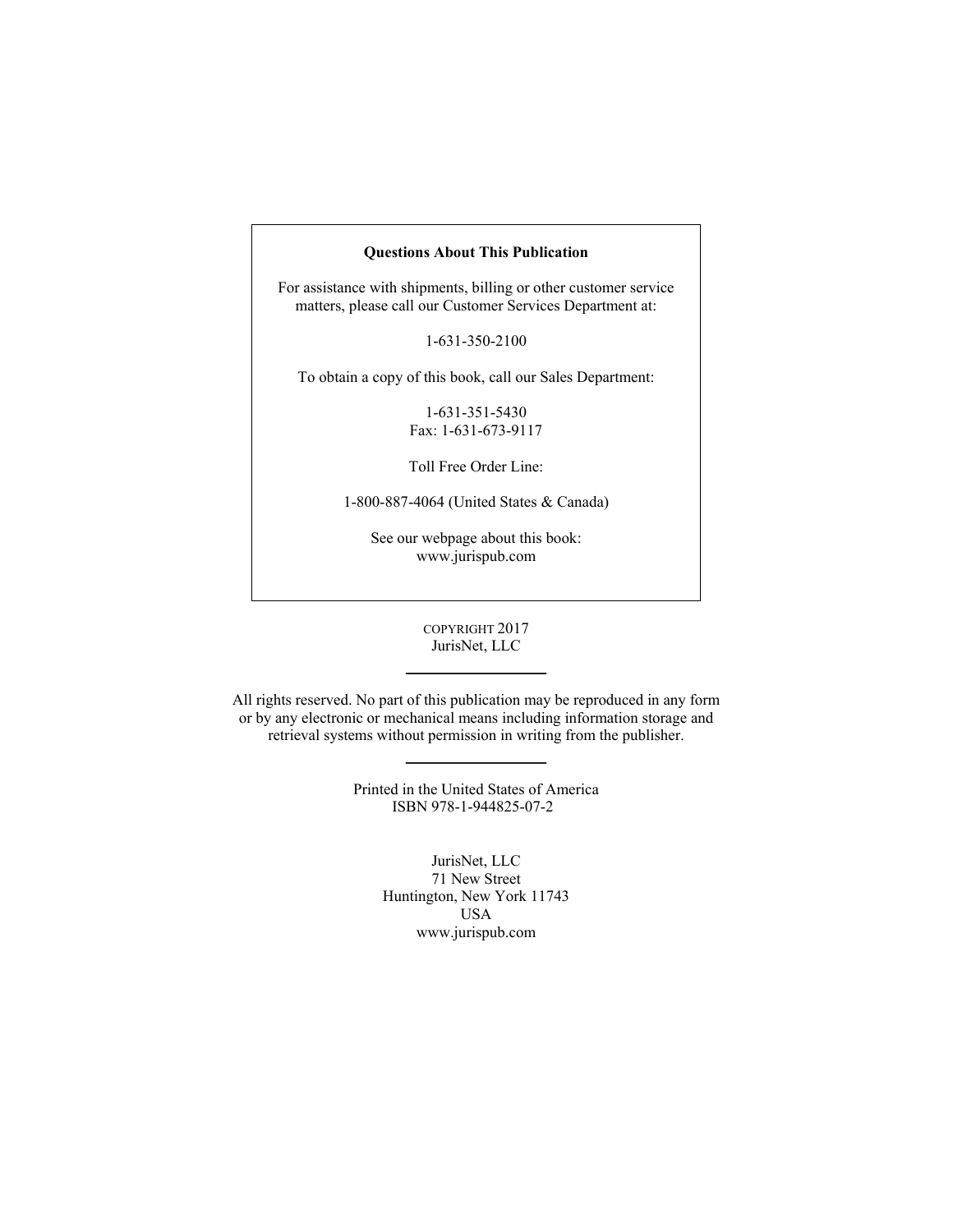**Questions About This Publication**

For assistance with shipments, billing or other customer service matters, please call our Customer Services Department at:

1-631-350-2100

To obtain a copy of this book, call our Sales Department:

1-631-351-5430
Fax: 1-631-673-9117

Toll Free Order Line:

1-800-887-4064 (United States & Canada)

See our webpage about this book:
www.jurispub.com

COPYRIGHT 2017
JurisNet, LLC

---

All rights reserved. No part of this publication may be reproduced in any form or by any electronic or mechanical means including information storage and retrieval systems without permission in writing from the publisher.

---

Printed in the United States of America
ISBN 978-1-944825-07-2

JurisNet, LLC
71 New Street
Huntington, New York 11743
USA
www.jurispub.com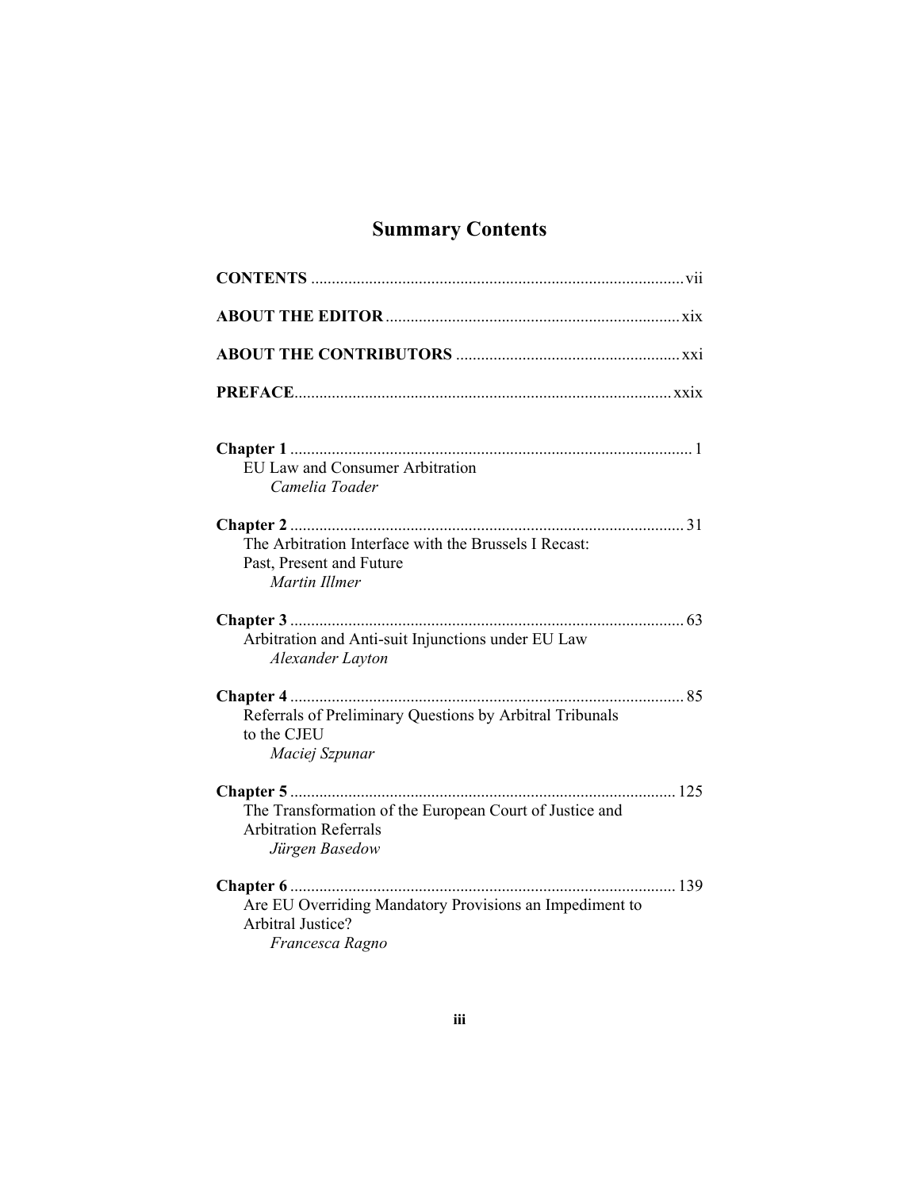# Summary Contents

**CONTENTS** ........................................................................................ vii

**ABOUT THE EDITOR** ...................................................................... xix

**ABOUT THE CONTRIBUTORS** ..................................................... xxi

**PREFACE** ......................................................................................... xxix

**Chapter 1** ................................................................................................ 1
EU Law and Consumer Arbitration
*Camelia Toader*

**Chapter 2** .............................................................................................. 31
The Arbitration Interface with the Brussels I Recast: Past, Present and Future
*Martin Illmer*

**Chapter 3** .............................................................................................. 63
Arbitration and Anti-suit Injunctions under EU Law
*Alexander Layton*

**Chapter 4** .............................................................................................. 85
Referrals of Preliminary Questions by Arbitral Tribunals to the CJEU
*Maciej Szpunar*

**Chapter 5** ............................................................................................ 125
The Transformation of the European Court of Justice and Arbitration Referrals
*Jürgen Basedow*

**Chapter 6** ............................................................................................ 139
Are EU Overriding Mandatory Provisions an Impediment to Arbitral Justice?
*Francesca Ragno*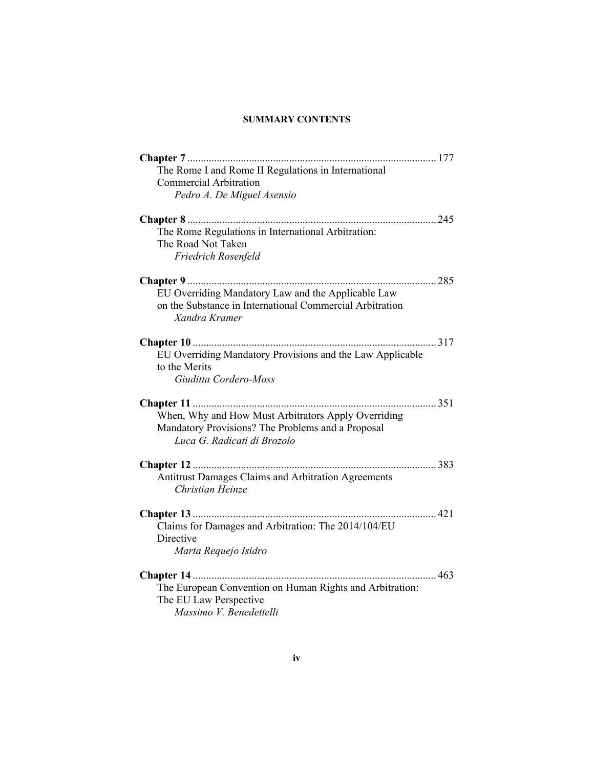## SUMMARY CONTENTS

**Chapter 7** ........................................................................................... 177
The Rome I and Rome II Regulations in International Commercial Arbitration
*Pedro A. De Miguel Asensio*

**Chapter 8** ........................................................................................... 245
The Rome Regulations in International Arbitration: The Road Not Taken
*Friedrich Rosenfeld*

**Chapter 9** ........................................................................................... 285
EU Overriding Mandatory Law and the Applicable Law on the Substance in International Commercial Arbitration
*Xandra Kramer*

**Chapter 10** ......................................................................................... 317
EU Overriding Mandatory Provisions and the Law Applicable to the Merits
*Giuditta Cordero-Moss*

**Chapter 11** ......................................................................................... 351
When, Why and How Must Arbitrators Apply Overriding Mandatory Provisions? The Problems and a Proposal
*Luca G. Radicati di Brozolo*

**Chapter 12** ......................................................................................... 383
Antitrust Damages Claims and Arbitration Agreements
*Christian Heinze*

**Chapter 13** ......................................................................................... 421
Claims for Damages and Arbitration: The 2014/104/EU Directive
*Marta Requejo Isidro*

**Chapter 14** ......................................................................................... 463
The European Convention on Human Rights and Arbitration: The EU Law Perspective
*Massimo V. Benedettelli*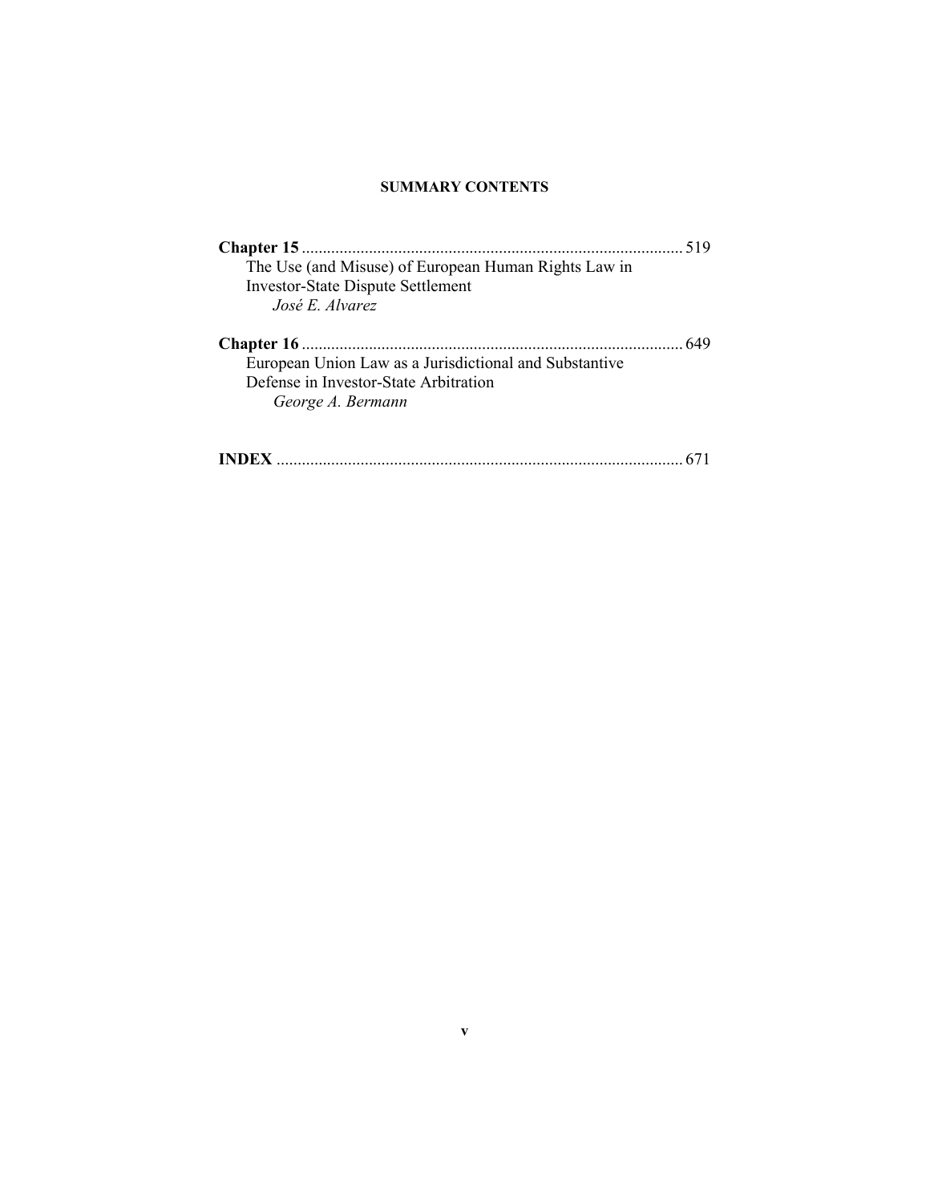**SUMMARY CONTENTS**

**Chapter 15** .......................................................................................... 519
The Use (and Misuse) of European Human Rights Law in Investor-State Dispute Settlement
*José E. Alvarez*

**Chapter 16** .......................................................................................... 649
European Union Law as a Jurisdictional and Substantive Defense in Investor-State Arbitration
*George A. Bermann*

**INDEX** ................................................................................................ 671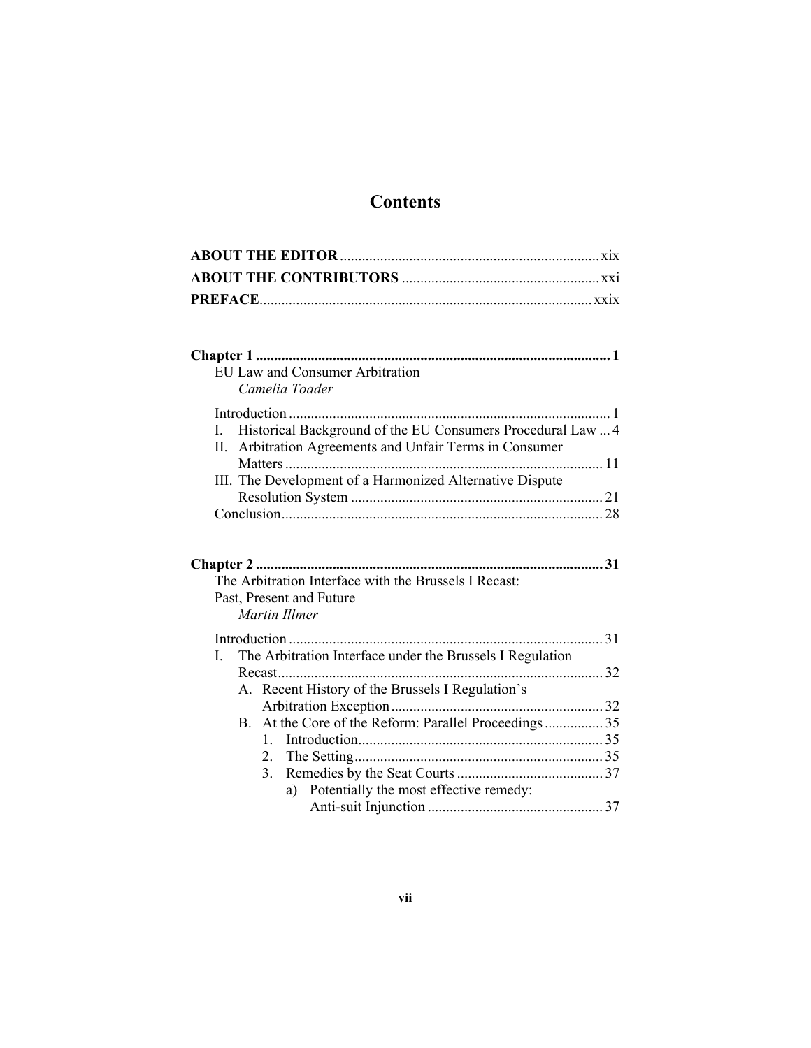# Contents

**ABOUT THE EDITOR** ........................................................................ xix
**ABOUT THE CONTRIBUTORS** ........................................................ xxi
**PREFACE** .......................................................................................... xxix

**Chapter 1** ................................................................................................ **1**
EU Law and Consumer Arbitration
*Camelia Toader*

Introduction ........................................................................................ 1
I. Historical Background of the EU Consumers Procedural Law ... 4
II. Arbitration Agreements and Unfair Terms in Consumer Matters ....................................................................................... 11
III. The Development of a Harmonized Alternative Dispute Resolution System ..................................................................... 21
Conclusion ........................................................................................ 28

**Chapter 2** ................................................................................................ **31**
The Arbitration Interface with the Brussels I Recast: Past, Present and Future
*Martin Illmer*

Introduction ...................................................................................... 31
I. The Arbitration Interface under the Brussels I Regulation Recast ......................................................................................... 32
   A. Recent History of the Brussels I Regulation's Arbitration Exception ............................................................ 32
   B. At the Core of the Reform: Parallel Proceedings ................ 35
      1. Introduction ..................................................................... 35
      2. The Setting ...................................................................... 35
      3. Remedies by the Seat Courts .......................................... 37
         a) Potentially the most effective remedy: Anti-suit Injunction ................................................ 37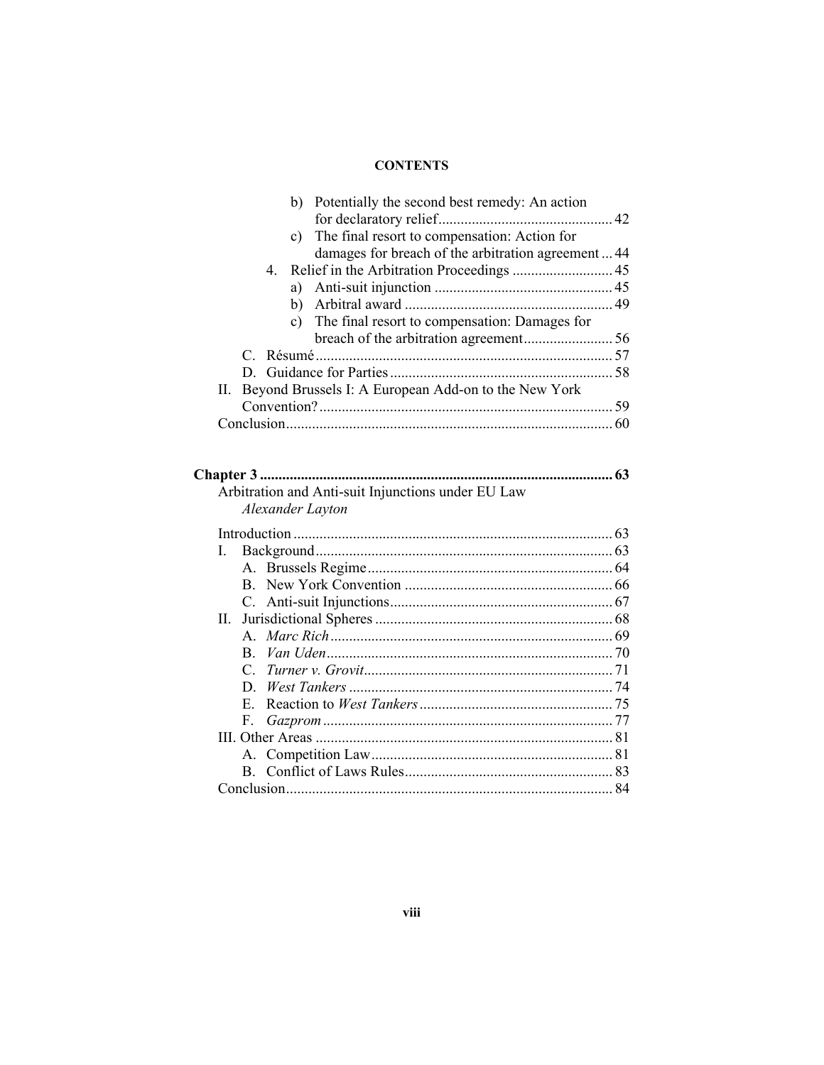**CONTENTS**

- b) Potentially the second best remedy: An action for declaratory relief ........ 42
- c) The final resort to compensation: Action for damages for breach of the arbitration agreement ... 44

4. Relief in the Arbitration Proceedings ........ 45
   - a) Anti-suit injunction ........ 45
   - b) Arbitral award ........ 49
   - c) The final resort to compensation: Damages for breach of the arbitration agreement ........ 56

C. Résumé ........ 57

D. Guidance for Parties ........ 58

II. Beyond Brussels I: A European Add-on to the New York Convention? ........ 59

Conclusion ........ 60

**Chapter 3 ........ 63**

Arbitration and Anti-suit Injunctions under EU Law
*Alexander Layton*

Introduction ........ 63

I. Background ........ 63
   - A. Brussels Regime ........ 64
   - B. New York Convention ........ 66
   - C. Anti-suit Injunctions ........ 67

II. Jurisdictional Spheres ........ 68
   - A. *Marc Rich* ........ 69
   - B. *Van Uden* ........ 70
   - C. *Turner v. Grovit* ........ 71
   - D. *West Tankers* ........ 74
   - E. Reaction to *West Tankers* ........ 75
   - F. *Gazprom* ........ 77

III. Other Areas ........ 81
   - A. Competition Law ........ 81
   - B. Conflict of Laws Rules ........ 83

Conclusion ........ 84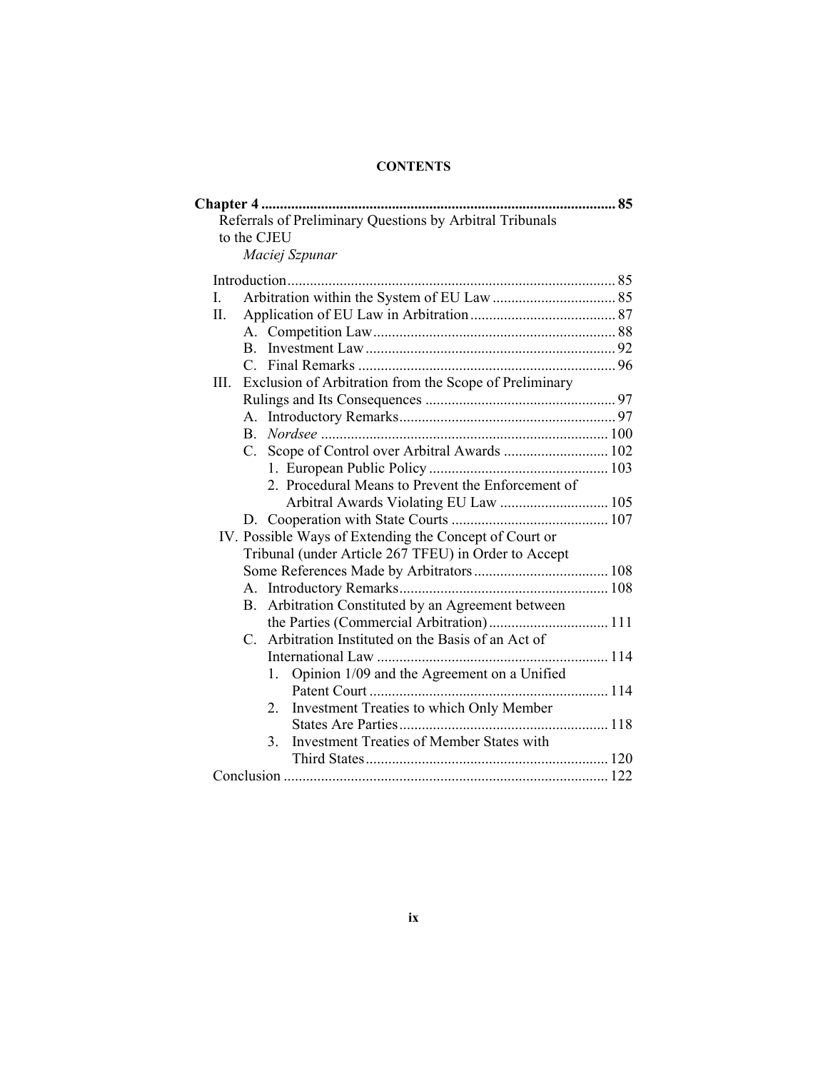# CONTENTS

**Chapter 4** .................................................................................................. **85**

Referrals of Preliminary Questions by Arbitral Tribunals to the CJEU

*Maciej Szpunar*

- Introduction ........................................................................................ 85
- I. Arbitration within the System of EU Law ................................. 85
- II. Application of EU Law in Arbitration ....................................... 87
  - A. Competition Law ................................................................ 88
  - B. Investment Law .................................................................. 92
  - C. Final Remarks .................................................................... 96
- III. Exclusion of Arbitration from the Scope of Preliminary Rulings and Its Consequences .................................................. 97
  - A. Introductory Remarks .......................................................... 97
  - B. *Nordsee* ............................................................................ 100
  - C. Scope of Control over Arbitral Awards ............................ 102
    - 1. European Public Policy ................................................ 103
    - 2. Procedural Means to Prevent the Enforcement of Arbitral Awards Violating EU Law ............................. 105
  - D. Cooperation with State Courts .......................................... 107
- IV. Possible Ways of Extending the Concept of Court or Tribunal (under Article 267 TFEU) in Order to Accept Some References Made by Arbitrators .................................... 108
  - A. Introductory Remarks ........................................................ 108
  - B. Arbitration Constituted by an Agreement between the Parties (Commercial Arbitration) ................................ 111
  - C. Arbitration Instituted on the Basis of an Act of International Law .............................................................. 114
    - 1. Opinion 1/09 and the Agreement on a Unified Patent Court ................................................................ 114
    - 2. Investment Treaties to which Only Member States Are Parties ......................................................... 118
    - 3. Investment Treaties of Member States with Third States ................................................................. 120
- Conclusion ....................................................................................... 122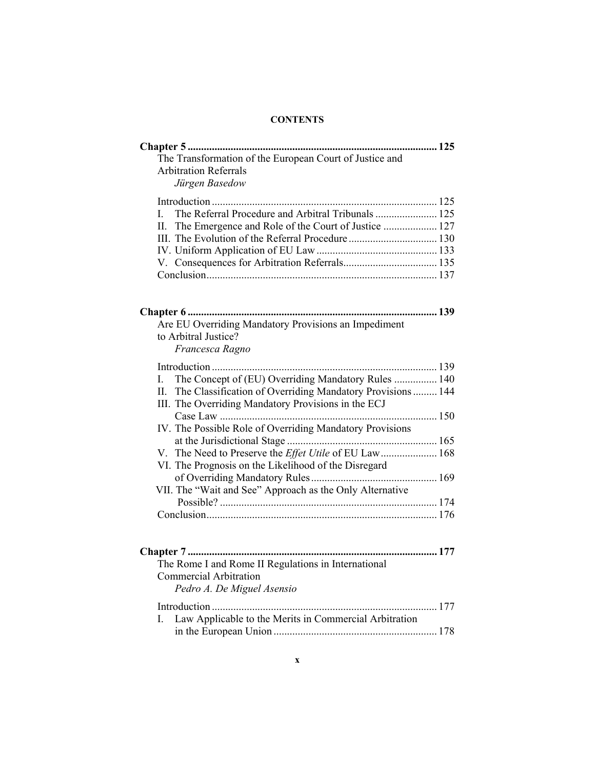**CONTENTS**

**Chapter 5 ............................................................................................ 125**

The Transformation of the European Court of Justice and Arbitration Referrals

*Jürgen Basedow*

Introduction .................................................................................. 125
I. The Referral Procedure and Arbitral Tribunals ....................... 125
II. The Emergence and Role of the Court of Justice .................... 127
III. The Evolution of the Referral Procedure ................................. 130
IV. Uniform Application of EU Law ............................................ 133
V. Consequences for Arbitration Referrals................................... 135
Conclusion..................................................................................... 137

**Chapter 6 ............................................................................................ 139**

Are EU Overriding Mandatory Provisions an Impediment to Arbitral Justice?

*Francesca Ragno*

Introduction .................................................................................. 139
I. The Concept of (EU) Overriding Mandatory Rules ................ 140
II. The Classification of Overriding Mandatory Provisions ......... 144
III. The Overriding Mandatory Provisions in the ECJ Case Law ................................................................................ 150
IV. The Possible Role of Overriding Mandatory Provisions at the Jurisdictional Stage ....................................................... 165
V. The Need to Preserve the *Effet Utile* of EU Law..................... 168
VI. The Prognosis on the Likelihood of the Disregard of Overriding Mandatory Rules.............................................. 169
VII. The "Wait and See" Approach as the Only Alternative Possible? ................................................................................ 174
Conclusion..................................................................................... 176

**Chapter 7 ............................................................................................ 177**

The Rome I and Rome II Regulations in International Commercial Arbitration

*Pedro A. De Miguel Asensio*

Introduction .................................................................................. 177
I. Law Applicable to the Merits in Commercial Arbitration in the European Union ............................................................ 178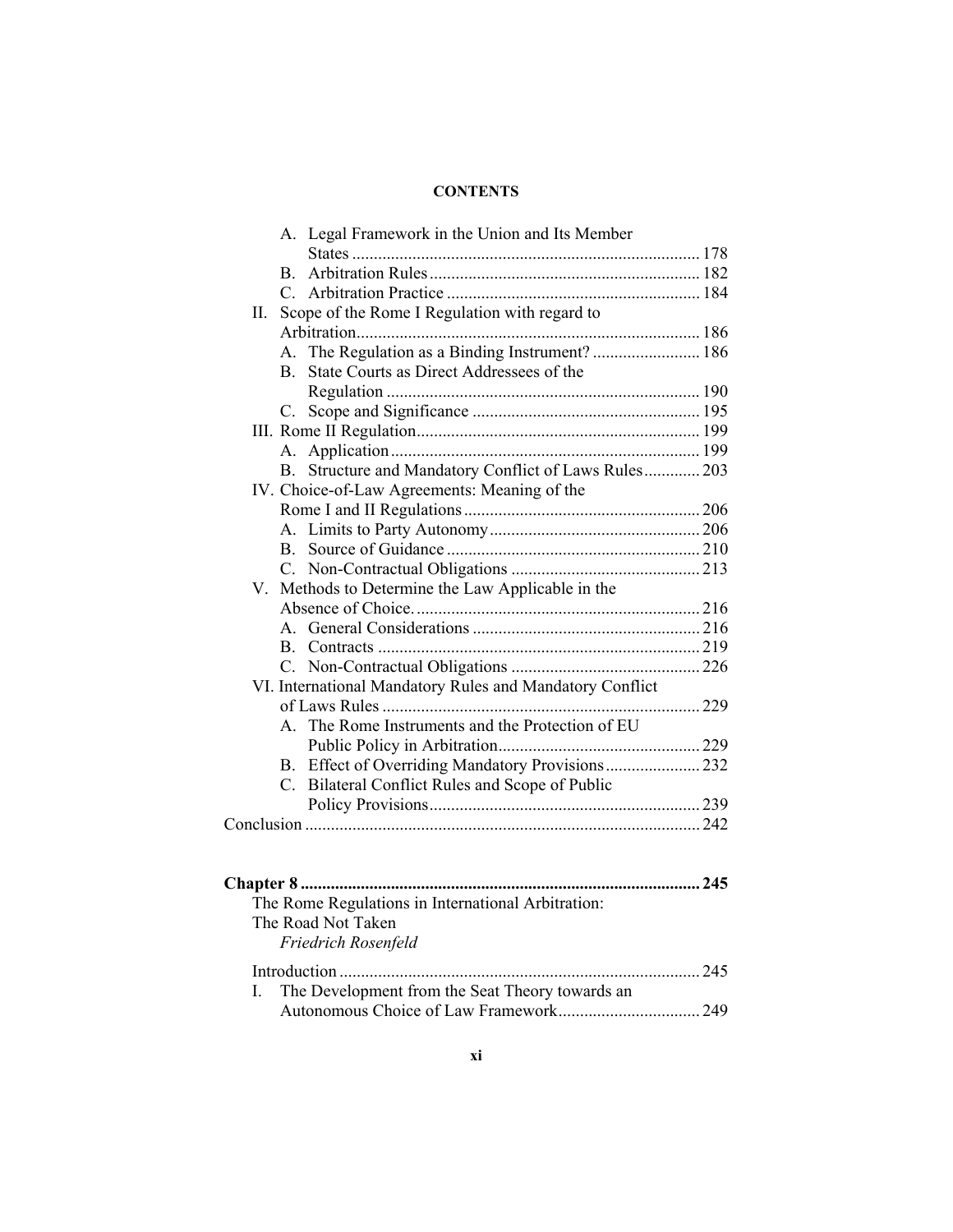A. Legal Framework in the Union and Its Member States ... 178
B. Arbitration Rules ... 182
C. Arbitration Practice ... 184

II. Scope of the Rome I Regulation with regard to Arbitration ... 186
A. The Regulation as a Binding Instrument? ... 186
B. State Courts as Direct Addressees of the Regulation ... 190
C. Scope and Significance ... 195

III. Rome II Regulation ... 199
A. Application ... 199
B. Structure and Mandatory Conflict of Laws Rules ... 203

IV. Choice-of-Law Agreements: Meaning of the Rome I and II Regulations ... 206
A. Limits to Party Autonomy ... 206
B. Source of Guidance ... 210
C. Non-Contractual Obligations ... 213

V. Methods to Determine the Law Applicable in the Absence of Choice. ... 216
A. General Considerations ... 216
B. Contracts ... 219
C. Non-Contractual Obligations ... 226

VI. International Mandatory Rules and Mandatory Conflict of Laws Rules ... 229
A. The Rome Instruments and the Protection of EU Public Policy in Arbitration ... 229
B. Effect of Overriding Mandatory Provisions ... 232
C. Bilateral Conflict Rules and Scope of Public Policy Provisions ... 239

Conclusion ... 242

**Chapter 8 ... 245**

The Rome Regulations in International Arbitration: The Road Not Taken
*Friedrich Rosenfeld*

Introduction ... 245

I. The Development from the Seat Theory towards an Autonomous Choice of Law Framework ... 249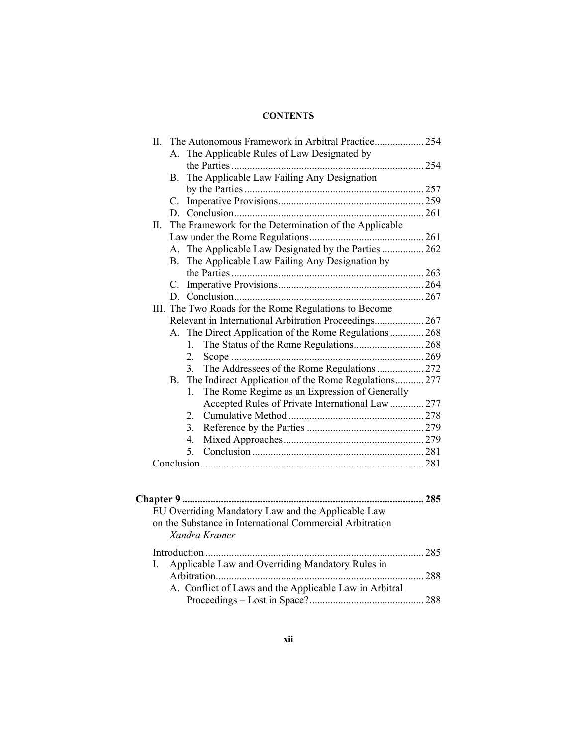**CONTENTS**

- II. The Autonomous Framework in Arbitral Practice ... 254
  - A. The Applicable Rules of Law Designated by the Parties ... 254
  - B. The Applicable Law Failing Any Designation by the Parties ... 257
  - C. Imperative Provisions ... 259
  - D. Conclusion ... 261
- II. The Framework for the Determination of the Applicable Law under the Rome Regulations ... 261
  - A. The Applicable Law Designated by the Parties ... 262
  - B. The Applicable Law Failing Any Designation by the Parties ... 263
  - C. Imperative Provisions ... 264
  - D. Conclusion ... 267
- III. The Two Roads for the Rome Regulations to Become Relevant in International Arbitration Proceedings ... 267
  - A. The Direct Application of the Rome Regulations ... 268
    1. The Status of the Rome Regulations ... 268
    2. Scope ... 269
    3. The Addressees of the Rome Regulations ... 272
  - B. The Indirect Application of the Rome Regulations ... 277
    1. The Rome Regime as an Expression of Generally Accepted Rules of Private International Law ... 277
    2. Cumulative Method ... 278
    3. Reference by the Parties ... 279
    4. Mixed Approaches ... 279
    5. Conclusion ... 281
- Conclusion ... 281

**Chapter 9 ... 285**

EU Overriding Mandatory Law and the Applicable Law on the Substance in International Commercial Arbitration
*Xandra Kramer*

- Introduction ... 285
- I. Applicable Law and Overriding Mandatory Rules in Arbitration ... 288
  - A. Conflict of Laws and the Applicable Law in Arbitral Proceedings – Lost in Space? ... 288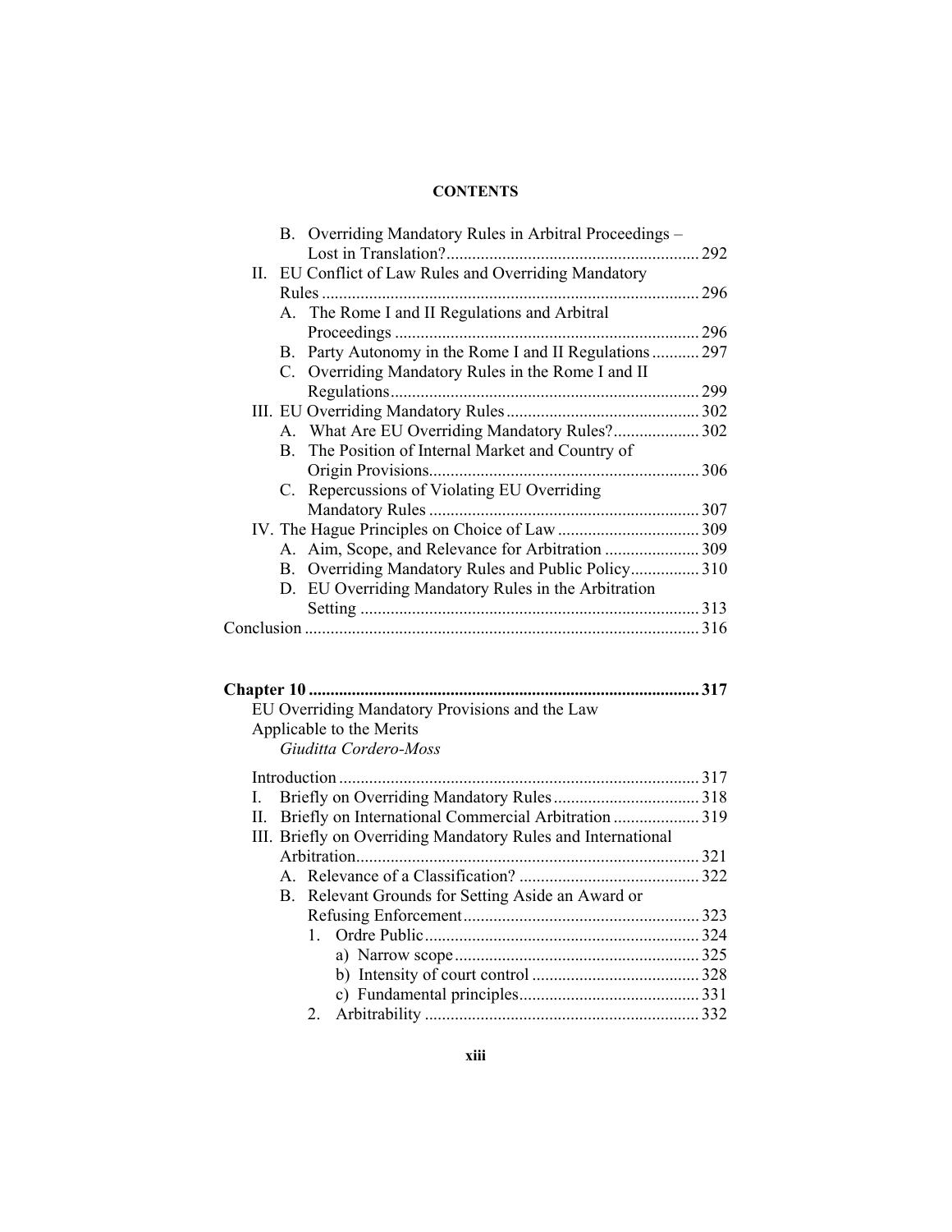**CONTENTS**

- B. Overriding Mandatory Rules in Arbitral Proceedings – Lost in Translation? .......... 292
- II. EU Conflict of Law Rules and Overriding Mandatory Rules .......... 296
  - A. The Rome I and II Regulations and Arbitral Proceedings .......... 296
  - B. Party Autonomy in the Rome I and II Regulations .......... 297
  - C. Overriding Mandatory Rules in the Rome I and II Regulations .......... 299
- III. EU Overriding Mandatory Rules .......... 302
  - A. What Are EU Overriding Mandatory Rules? .......... 302
  - B. The Position of Internal Market and Country of Origin Provisions .......... 306
  - C. Repercussions of Violating EU Overriding Mandatory Rules .......... 307
- IV. The Hague Principles on Choice of Law .......... 309
  - A. Aim, Scope, and Relevance for Arbitration .......... 309
  - B. Overriding Mandatory Rules and Public Policy .......... 310
  - D. EU Overriding Mandatory Rules in the Arbitration Setting .......... 313

Conclusion .......... 316

**Chapter 10 .......... 317**

EU Overriding Mandatory Provisions and the Law Applicable to the Merits

*Giuditta Cordero-Moss*

- Introduction .......... 317
- I. Briefly on Overriding Mandatory Rules .......... 318
- II. Briefly on International Commercial Arbitration .......... 319
- III. Briefly on Overriding Mandatory Rules and International Arbitration .......... 321
  - A. Relevance of a Classification? .......... 322
  - B. Relevant Grounds for Setting Aside an Award or Refusing Enforcement .......... 323
    - 1. Ordre Public .......... 324
      - a) Narrow scope .......... 325
      - b) Intensity of court control .......... 328
      - c) Fundamental principles .......... 331
    - 2. Arbitrability .......... 332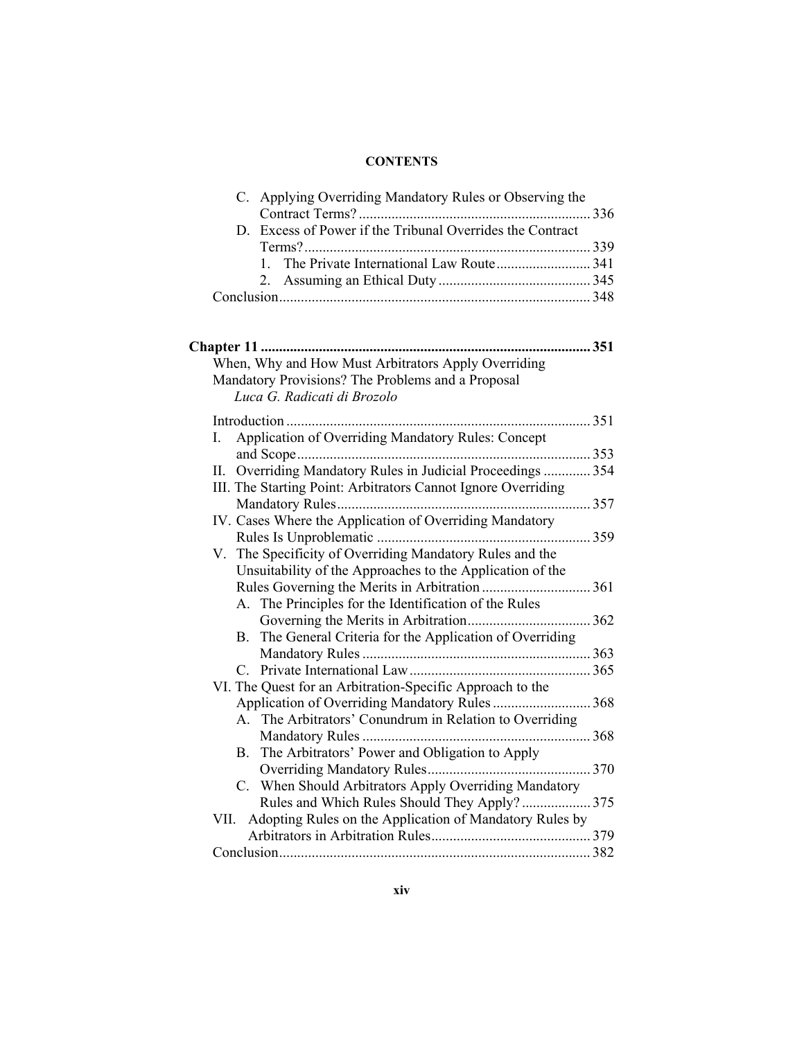**CONTENTS**

- C. Applying Overriding Mandatory Rules or Observing the Contract Terms? ... 336
- D. Excess of Power if the Tribunal Overrides the Contract Terms? ... 339
  1. The Private International Law Route ... 341
  2. Assuming an Ethical Duty ... 345

Conclusion ... 348

**Chapter 11 ... 351**

When, Why and How Must Arbitrators Apply Overriding Mandatory Provisions? The Problems and a Proposal
*Luca G. Radicati di Brozolo*

Introduction ... 351

I. Application of Overriding Mandatory Rules: Concept and Scope ... 353

II. Overriding Mandatory Rules in Judicial Proceedings ... 354

III. The Starting Point: Arbitrators Cannot Ignore Overriding Mandatory Rules ... 357

IV. Cases Where the Application of Overriding Mandatory Rules Is Unproblematic ... 359

V. The Specificity of Overriding Mandatory Rules and the Unsuitability of the Approaches to the Application of the Rules Governing the Merits in Arbitration ... 361
- A. The Principles for the Identification of the Rules Governing the Merits in Arbitration ... 362
- B. The General Criteria for the Application of Overriding Mandatory Rules ... 363
- C. Private International Law ... 365

VI. The Quest for an Arbitration-Specific Approach to the Application of Overriding Mandatory Rules ... 368
- A. The Arbitrators' Conundrum in Relation to Overriding Mandatory Rules ... 368
- B. The Arbitrators' Power and Obligation to Apply Overriding Mandatory Rules ... 370
- C. When Should Arbitrators Apply Overriding Mandatory Rules and Which Rules Should They Apply? ... 375

VII. Adopting Rules on the Application of Mandatory Rules by Arbitrators in Arbitration Rules ... 379

Conclusion ... 382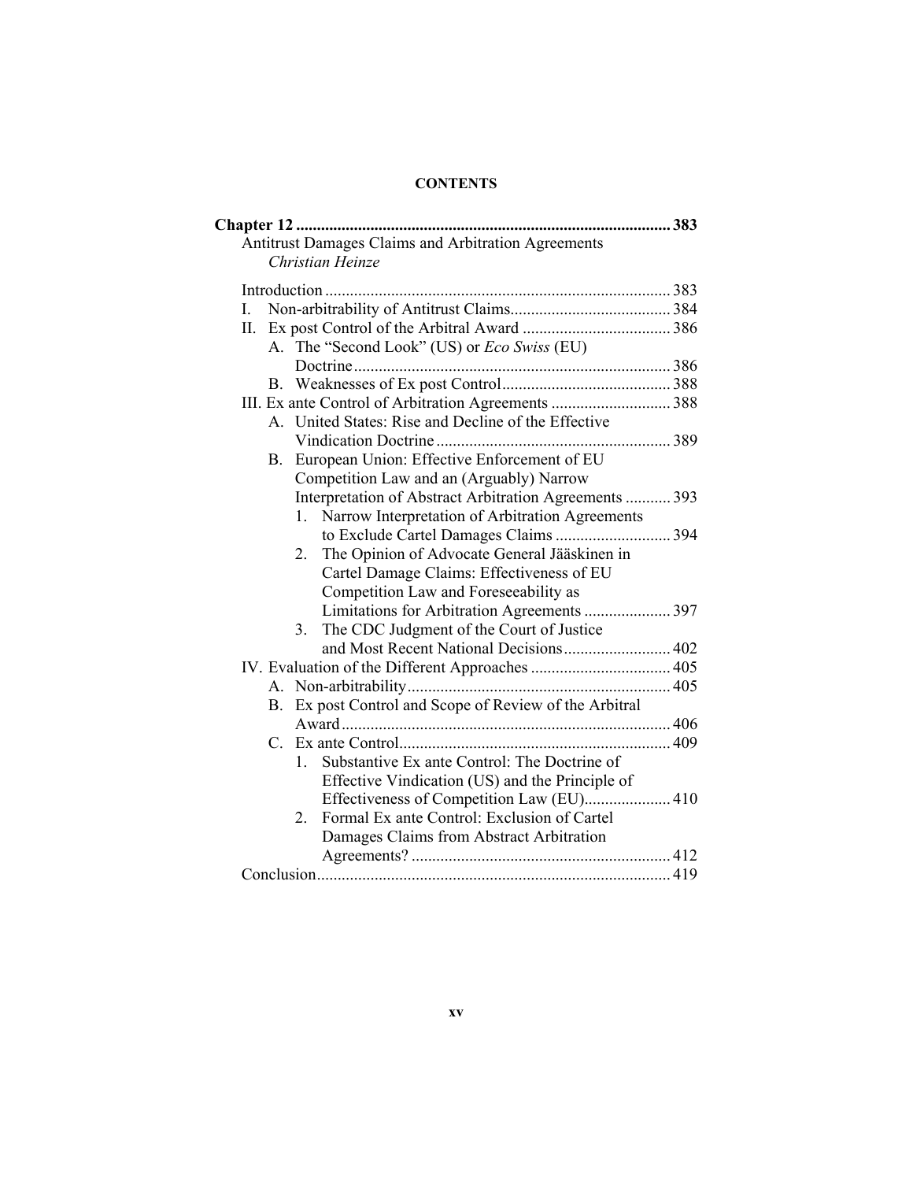# CONTENTS

**Chapter 12 .......... 383**

Antitrust Damages Claims and Arbitration Agreements
*Christian Heinze*

Introduction .......... 383

I. Non-arbitrability of Antitrust Claims .......... 384

II. Ex post Control of the Arbitral Award .......... 386

- A. The "Second Look" (US) or *Eco Swiss* (EU) Doctrine .......... 386
- B. Weaknesses of Ex post Control .......... 388

III. Ex ante Control of Arbitration Agreements .......... 388

- A. United States: Rise and Decline of the Effective Vindication Doctrine .......... 389
- B. European Union: Effective Enforcement of EU Competition Law and an (Arguably) Narrow Interpretation of Abstract Arbitration Agreements .......... 393
  1. Narrow Interpretation of Arbitration Agreements to Exclude Cartel Damages Claims .......... 394
  2. The Opinion of Advocate General Jääskinen in Cartel Damage Claims: Effectiveness of EU Competition Law and Foreseeability as Limitations for Arbitration Agreements .......... 397
  3. The CDC Judgment of the Court of Justice and Most Recent National Decisions .......... 402

IV. Evaluation of the Different Approaches .......... 405

- A. Non-arbitrability .......... 405
- B. Ex post Control and Scope of Review of the Arbitral Award .......... 406
- C. Ex ante Control .......... 409
  1. Substantive Ex ante Control: The Doctrine of Effective Vindication (US) and the Principle of Effectiveness of Competition Law (EU) .......... 410
  2. Formal Ex ante Control: Exclusion of Cartel Damages Claims from Abstract Arbitration Agreements? .......... 412

Conclusion .......... 419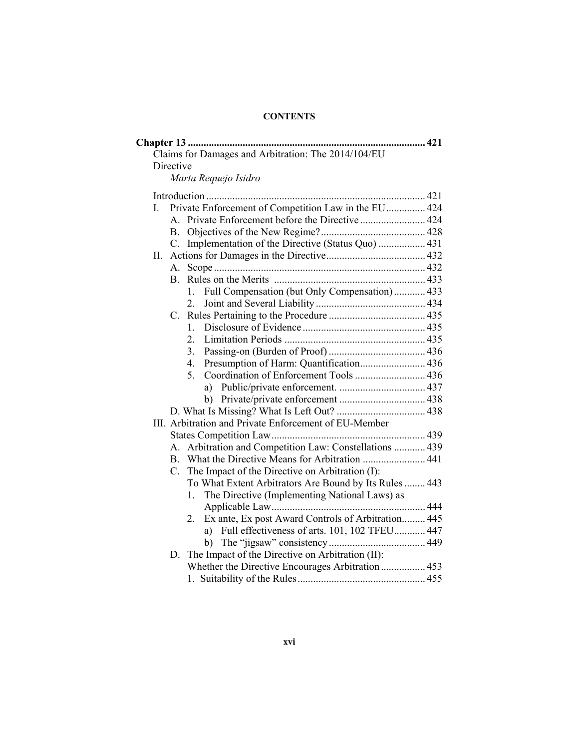**CONTENTS**

**Chapter 13** ........................................................................................... **421**

Claims for Damages and Arbitration: The 2014/104/EU Directive

*Marta Requejo Isidro*

Introduction ................................................................................... 421

I. Private Enforcement of Competition Law in the EU............... 424

  A. Private Enforcement before the Directive ......................... 424

  B. Objectives of the New Regime?........................................ 428

  C. Implementation of the Directive (Status Quo) .................. 431

II. Actions for Damages in the Directive...................................... 432

  A. Scope ................................................................................. 432

  B. Rules on the Merits .......................................................... 433

    1. Full Compensation (but Only Compensation) ............ 433

    2. Joint and Several Liability .......................................... 434

  C. Rules Pertaining to the Procedure ..................................... 435

    1. Disclosure of Evidence ............................................... 435

    2. Limitation Periods ...................................................... 435

    3. Passing-on (Burden of Proof) ..................................... 436

    4. Presumption of Harm: Quantification......................... 436

    5. Coordination of Enforcement Tools ........................... 436

      a) Public/private enforcement. ................................. 437

      b) Private/private enforcement ................................. 438

  D. What Is Missing? What Is Left Out? .................................. 438

III. Arbitration and Private Enforcement of EU-Member States Competition Law........................................................... 439

  A. Arbitration and Competition Law: Constellations ............ 439

  B. What the Directive Means for Arbitration ........................ 441

  C. The Impact of the Directive on Arbitration (I): To What Extent Arbitrators Are Bound by Its Rules ........ 443

    1. The Directive (Implementing National Laws) as Applicable Law........................................................... 444

    2. Ex ante, Ex post Award Controls of Arbitration......... 445

      a) Full effectiveness of arts. 101, 102 TFEU............ 447

      b) The "jigsaw" consistency ..................................... 449

  D. The Impact of the Directive on Arbitration (II): Whether the Directive Encourages Arbitration ................. 453

    1. Suitability of the Rules................................................. 455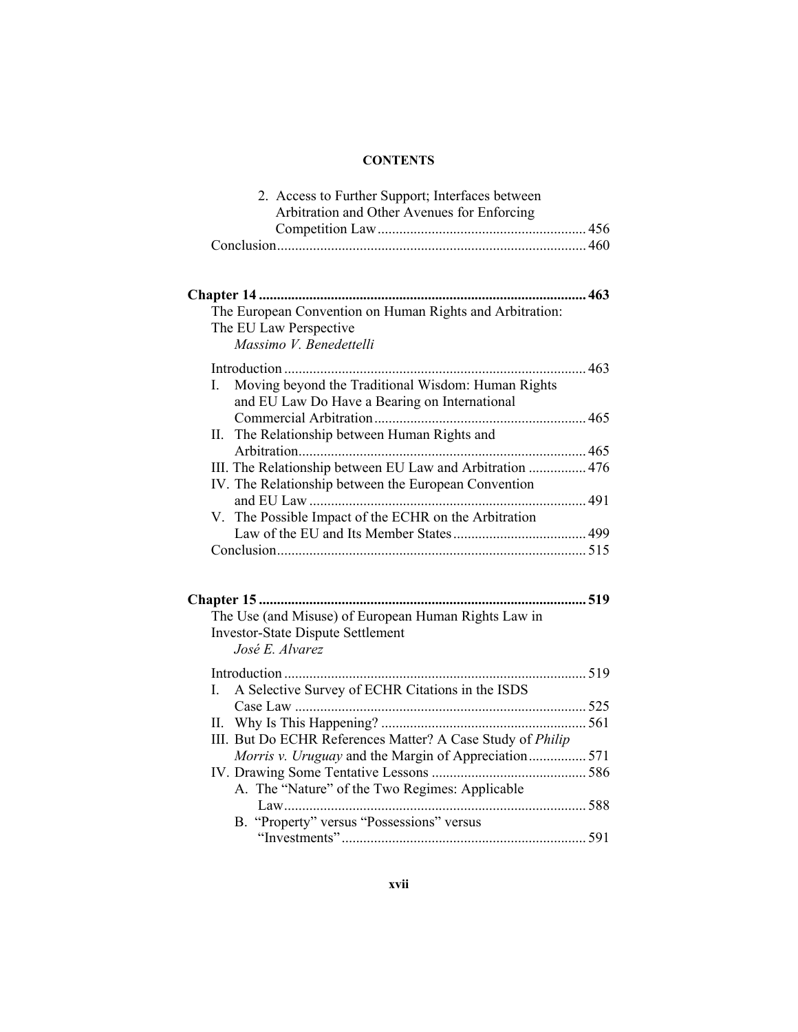## CONTENTS

2. Access to Further Support; Interfaces between Arbitration and Other Avenues for Enforcing Competition Law ........ 456

Conclusion ........ 460

**Chapter 14 ........ 463**

The European Convention on Human Rights and Arbitration: The EU Law Perspective
*Massimo V. Benedettelli*

Introduction ........ 463

I. Moving beyond the Traditional Wisdom: Human Rights and EU Law Do Have a Bearing on International Commercial Arbitration ........ 465

II. The Relationship between Human Rights and Arbitration ........ 465

III. The Relationship between EU Law and Arbitration ........ 476

IV. The Relationship between the European Convention and EU Law ........ 491

V. The Possible Impact of the ECHR on the Arbitration Law of the EU and Its Member States ........ 499

Conclusion ........ 515

**Chapter 15 ........ 519**

The Use (and Misuse) of European Human Rights Law in Investor-State Dispute Settlement
*José E. Alvarez*

Introduction ........ 519

I. A Selective Survey of ECHR Citations in the ISDS Case Law ........ 525

II. Why Is This Happening? ........ 561

III. But Do ECHR References Matter? A Case Study of *Philip Morris v. Uruguay* and the Margin of Appreciation ........ 571

IV. Drawing Some Tentative Lessons ........ 586

A. The "Nature" of the Two Regimes: Applicable Law ........ 588

B. "Property" versus "Possessions" versus "Investments" ........ 591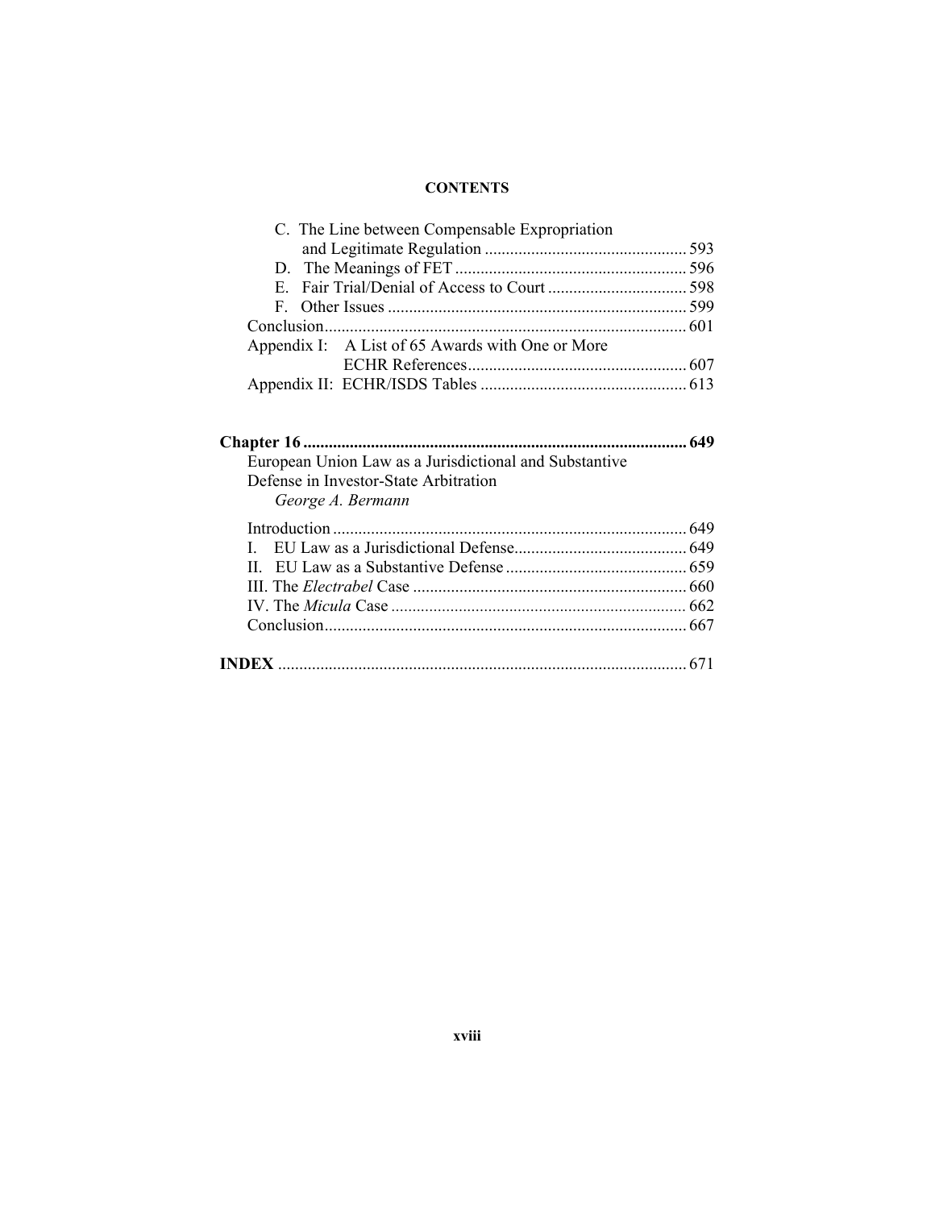**CONTENTS**

C. The Line between Compensable Expropriation and Legitimate Regulation ................................................ 593

D. The Meanings of FET ....................................................... 596

E. Fair Trial/Denial of Access to Court ................................. 598

F. Other Issues ....................................................................... 599

Conclusion..................................................................................... 601

Appendix I: A List of 65 Awards with One or More ECHR References.................................................... 607

Appendix II: ECHR/ISDS Tables ................................................. 613

**Chapter 16 ........................................................................................... 649**

European Union Law as a Jurisdictional and Substantive Defense in Investor-State Arbitration

*George A. Bermann*

Introduction ................................................................................... 649

I. EU Law as a Jurisdictional Defense......................................... 649

II. EU Law as a Substantive Defense ........................................... 659

III. The *Electrabel* Case ................................................................. 660

IV. The *Micula* Case ...................................................................... 662

Conclusion...................................................................................... 667

**INDEX** ................................................................................................ 671